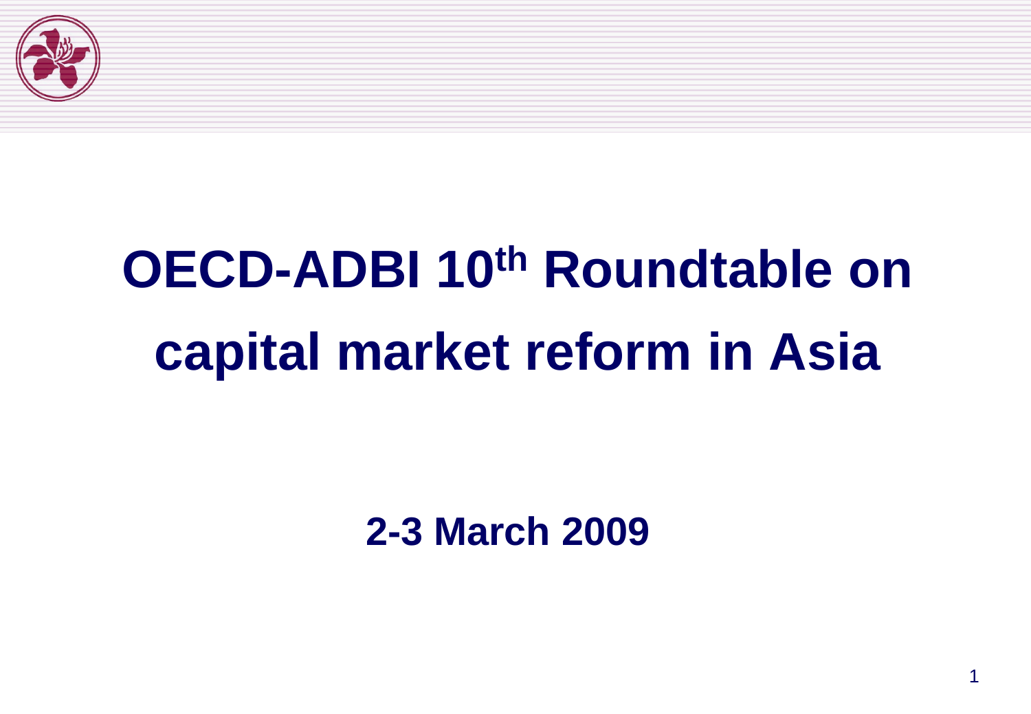# OECD-ADBI 10th Roundtable on capital market reform in Asia

**2-3 March 2009**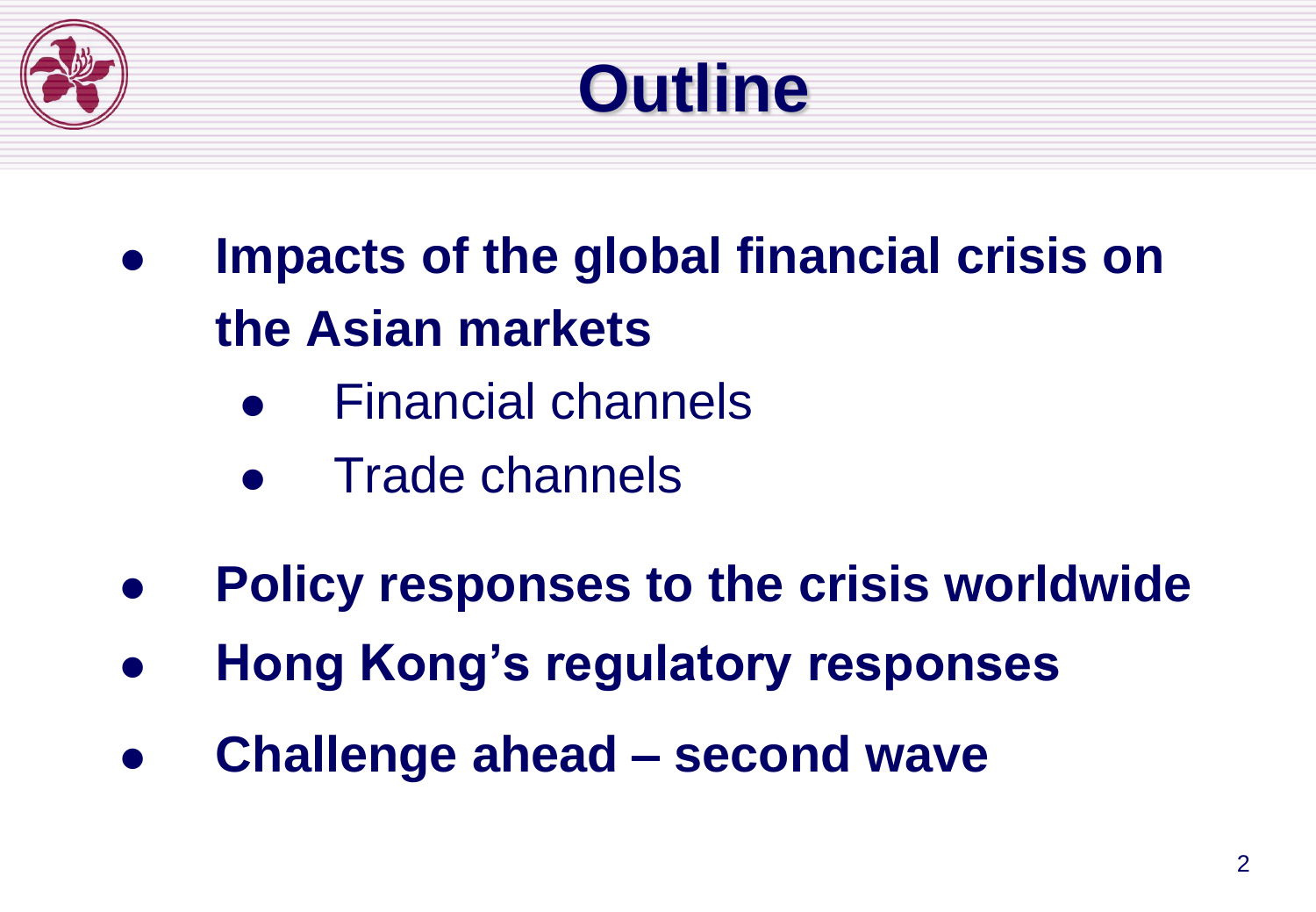# Outline

- **Impacts of the global financial crisis on the Asian markets**
  - Financial channels
  - Trade channels
- **Policy responses to the crisis worldwide**
- **Hong Kong's regulatory responses**
- **Challenge ahead – second wave**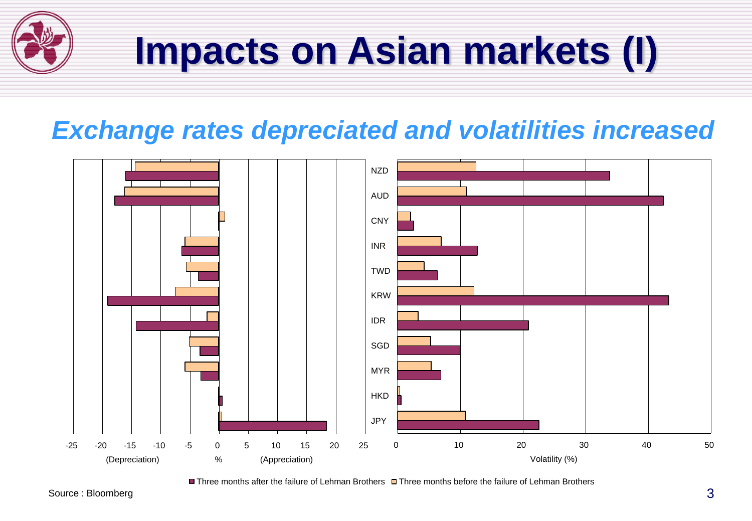# Impacts on Asian markets (I)

## *Exchange rates depreciated and volatilities increased*

Currencies: NZD, AUD, CNY, INR, TWD, KRW, IDR, SGD, MYR, HKD, JPY

Left chart: x-axis from -25 to 25 — (Depreciation) % (Appreciation)

Right chart: x-axis from 0 to 50 — Volatility (%)

■ Three months after the failure of Lehman Brothers □ Three months before the failure of Lehman Brothers

Source : Bloomberg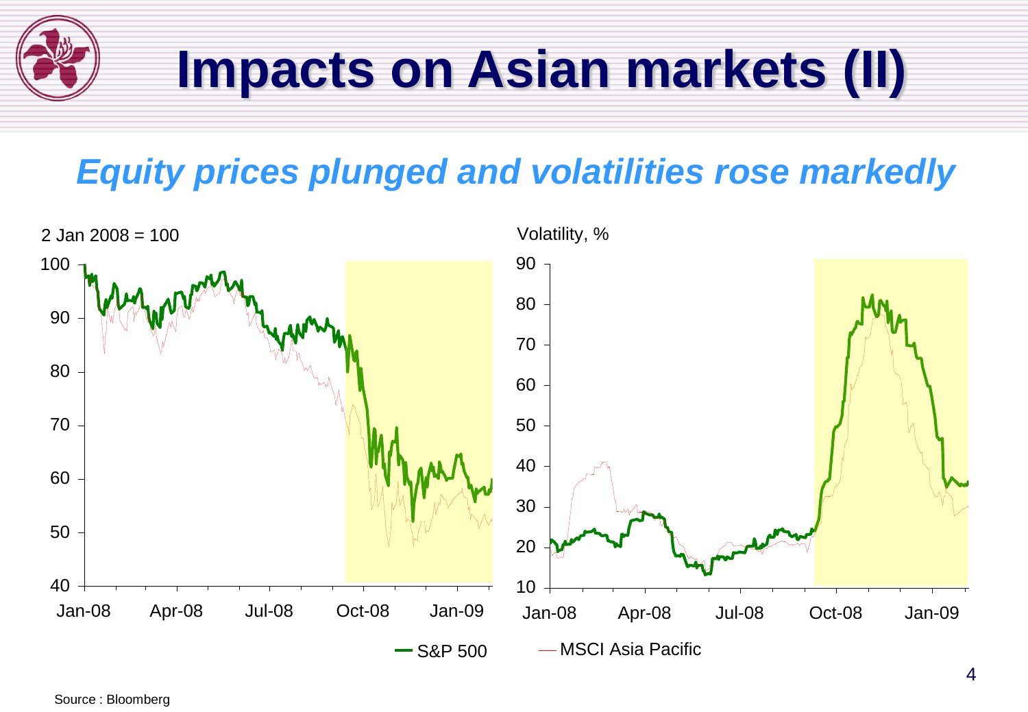# Impacts on Asian markets (II)

## *Equity prices plunged and volatilities rose markedly*

2 Jan 2008 = 100

Volatility, %

S&P 500 — MSCI Asia Pacific

Source : Bloomberg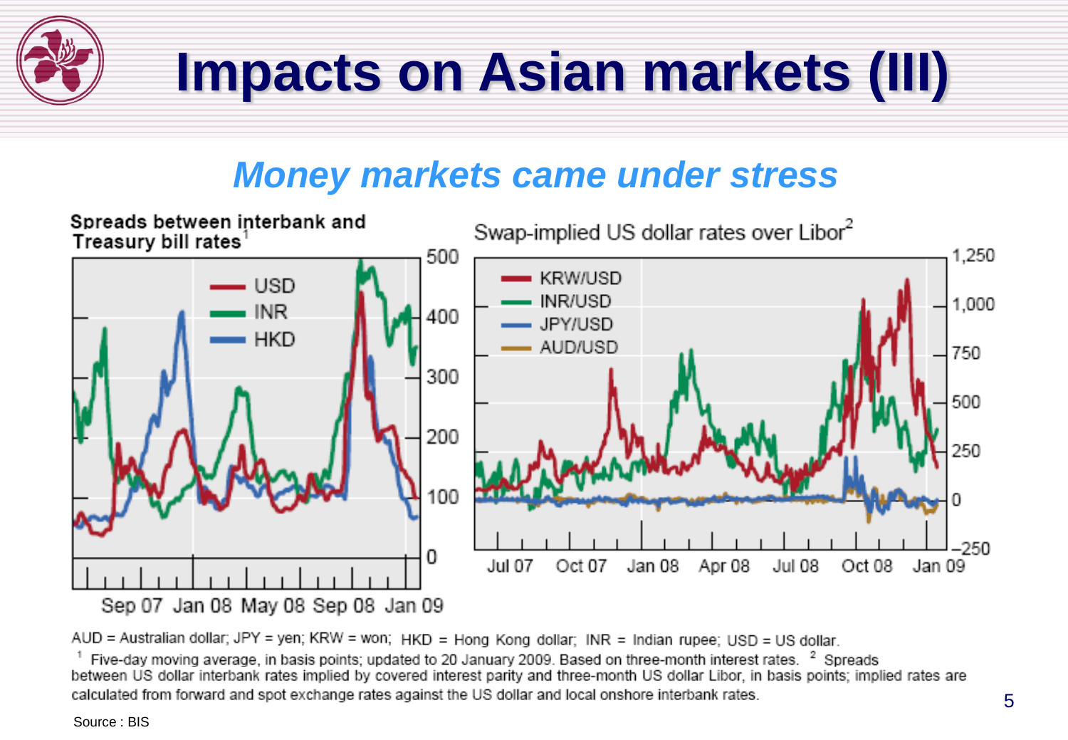# Impacts on Asian markets (III)

## *Money markets came under stress*

**Spreads between interbank and Treasury bill rates**[1]

USD, INR, HKD

Sep 07 Jan 08 May 08 Sep 08 Jan 09

Swap-implied US dollar rates over Libor[2]

KRW/USD, INR/USD, JPY/USD, AUD/USD

Jul 07 Oct 07 Jan 08 Apr 08 Jul 08 Oct 08 Jan 09

AUD = Australian dollar; JPY = yen; KRW = won; HKD = Hong Kong dollar; INR = Indian rupee; USD = US dollar.

[1] Five-day moving average, in basis points; updated to 20 January 2009. Based on three-month interest rates. [2] Spreads between US dollar interbank rates implied by covered interest parity and three-month US dollar Libor, in basis points; implied rates are calculated from forward and spot exchange rates against the US dollar and local onshore interbank rates.

Source : BIS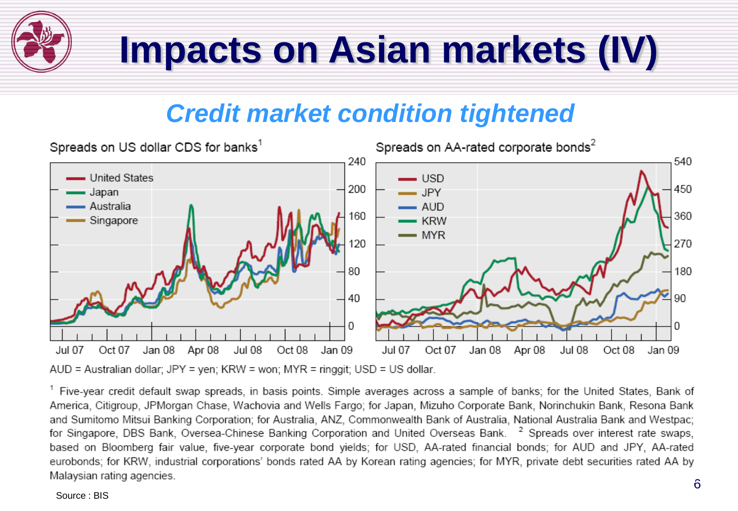# Impacts on Asian markets (IV)

## *Credit market condition tightened*

Spreads on US dollar CDS for banks[1]

Spreads on AA-rated corporate bonds[2]

AUD = Australian dollar; JPY = yen; KRW = won; MYR = ringgit; USD = US dollar.

[1] Five-year credit default swap spreads, in basis points. Simple averages across a sample of banks; for the United States, Bank of America, Citigroup, JPMorgan Chase, Wachovia and Wells Fargo; for Japan, Mizuho Corporate Bank, Norinchukin Bank, Resona Bank and Sumitomo Mitsui Banking Corporation; for Australia, ANZ, Commonwealth Bank of Australia, National Australia Bank and Westpac; for Singapore, DBS Bank, Oversea-Chinese Banking Corporation and United Overseas Bank. [2] Spreads over interest rate swaps, based on Bloomberg fair value, five-year corporate bond yields; for USD, AA-rated financial bonds; for AUD and JPY, AA-rated eurobonds; for KRW, industrial corporations' bonds rated AA by Korean rating agencies; for MYR, private debt securities rated AA by Malaysian rating agencies.

Source : BIS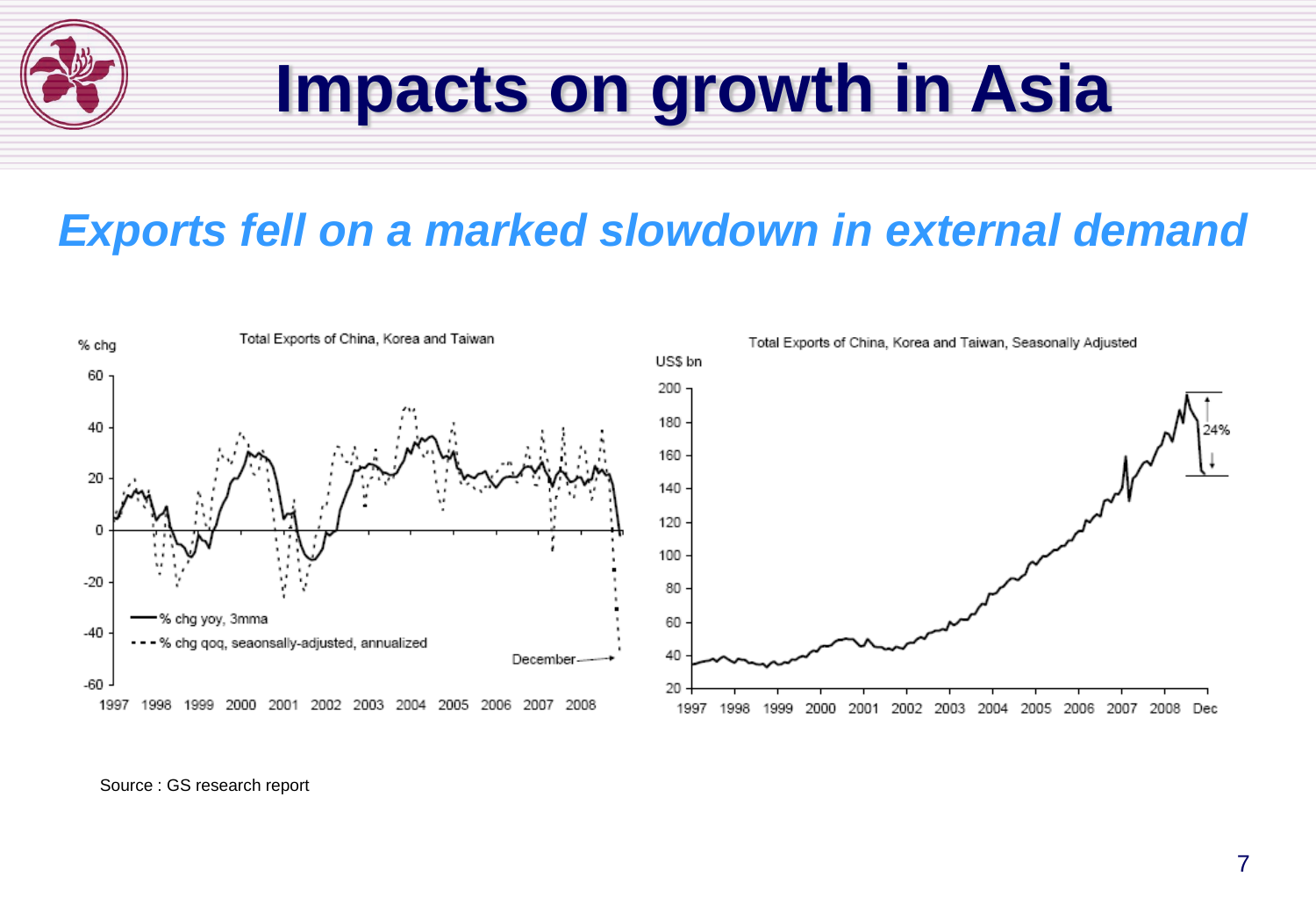# Impacts on growth in Asia

## *Exports fell on a marked slowdown in external demand*

Total Exports of China, Korea and Taiwan

% chg

— % chg yoy, 3mma

- - - % chg qoq, seaonsally-adjusted, annualized

December

Total Exports of China, Korea and Taiwan, Seasonally Adjusted

US$ bn

24%

Source : GS research report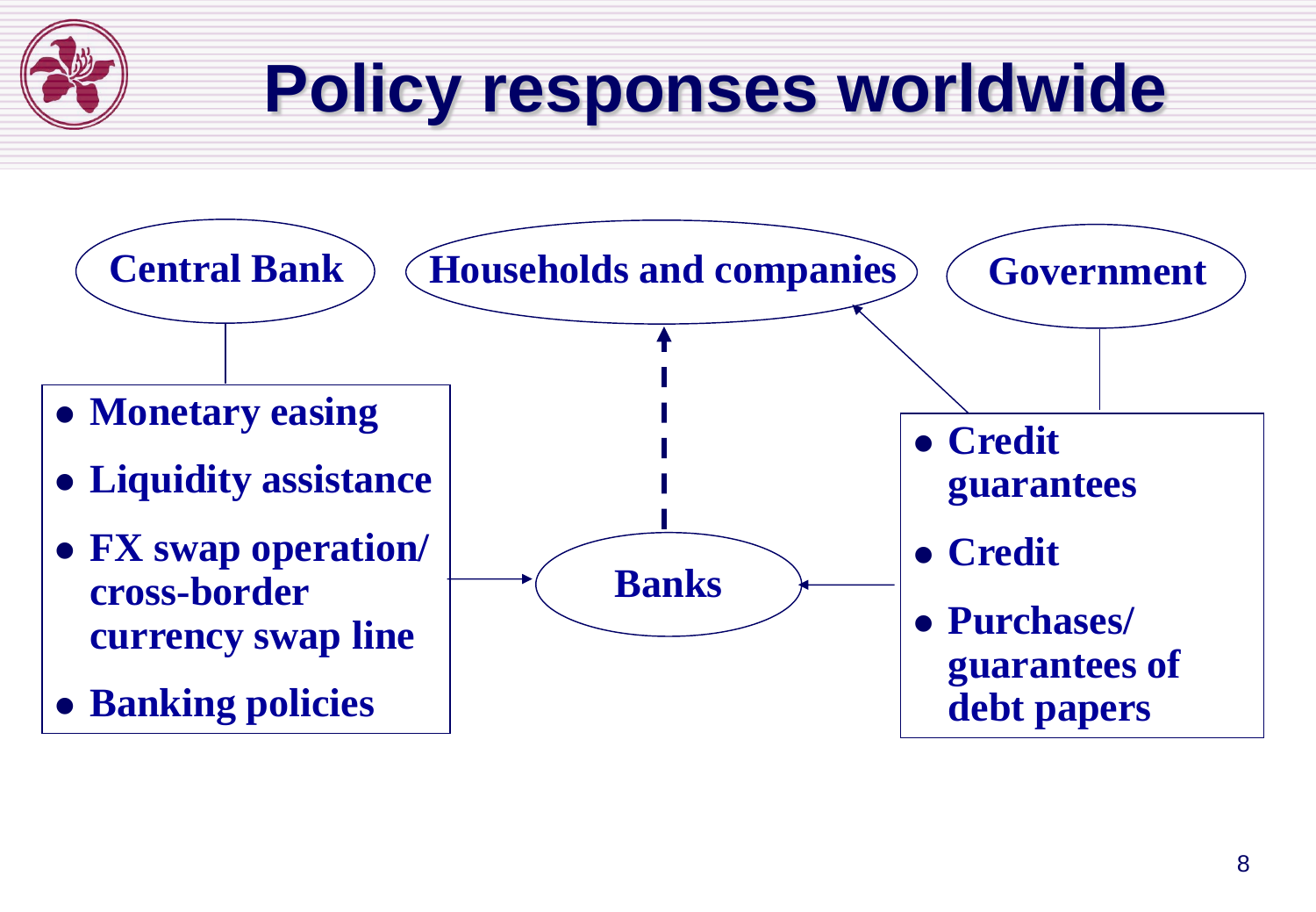# Policy responses worldwide

**Central Bank**

- **Monetary easing**
- **Liquidity assistance**
- **FX swap operation/ cross-border currency swap line**
- **Banking policies**

**Households and companies**

**Banks**

**Government**

- **Credit guarantees**
- **Credit**
- **Purchases/ guarantees of debt papers**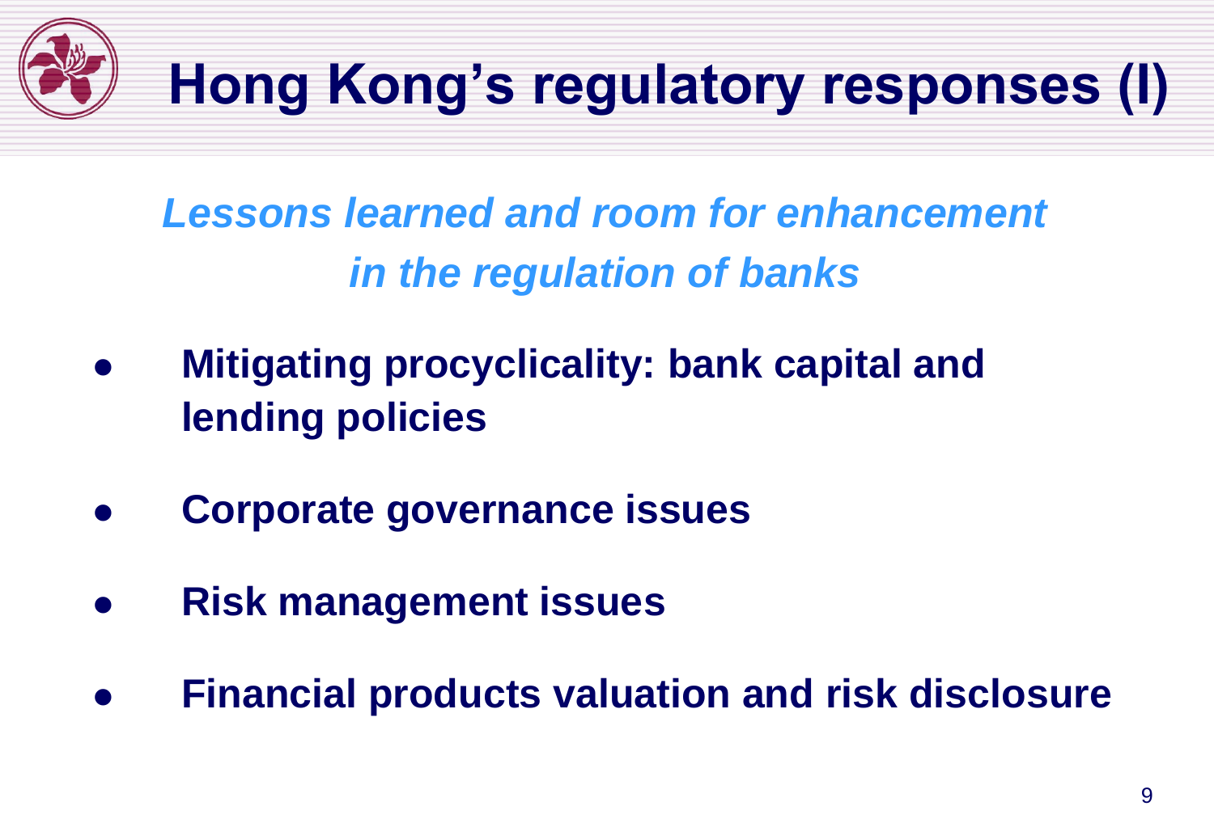# Hong Kong's regulatory responses (I)

***Lessons learned and room for enhancement in the regulation of banks***

- **Mitigating procyclicality: bank capital and lending policies**
- **Corporate governance issues**
- **Risk management issues**
- **Financial products valuation and risk disclosure**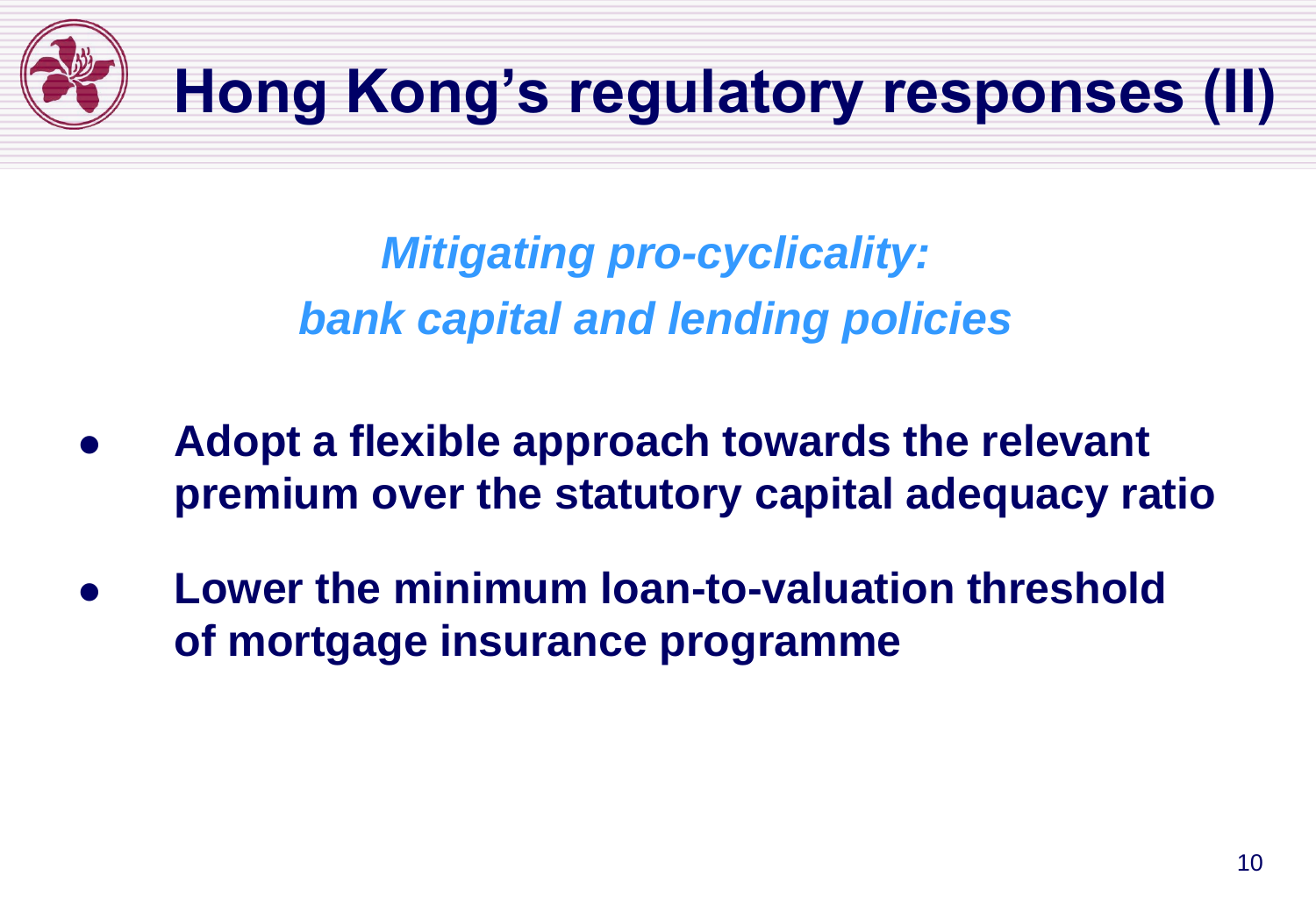# Hong Kong's regulatory responses (II)

***Mitigating pro-cyclicality:***
***bank capital and lending policies***

- **Adopt a flexible approach towards the relevant premium over the statutory capital adequacy ratio**
- **Lower the minimum loan-to-valuation threshold of mortgage insurance programme**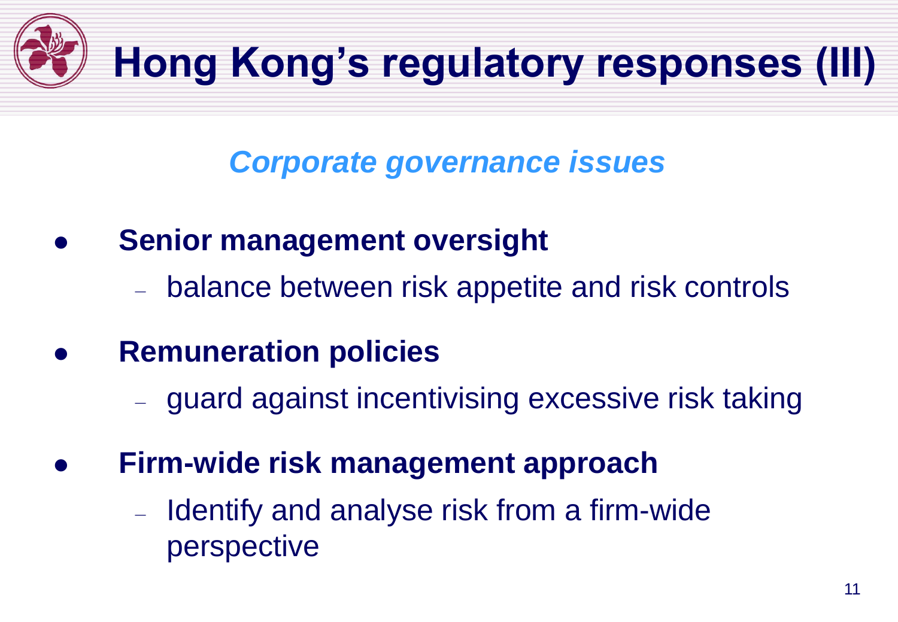# Hong Kong's regulatory responses (III)

## *Corporate governance issues*

- **Senior management oversight**
  - balance between risk appetite and risk controls
- **Remuneration policies**
  - guard against incentivising excessive risk taking
- **Firm-wide risk management approach**
  - Identify and analyse risk from a firm-wide perspective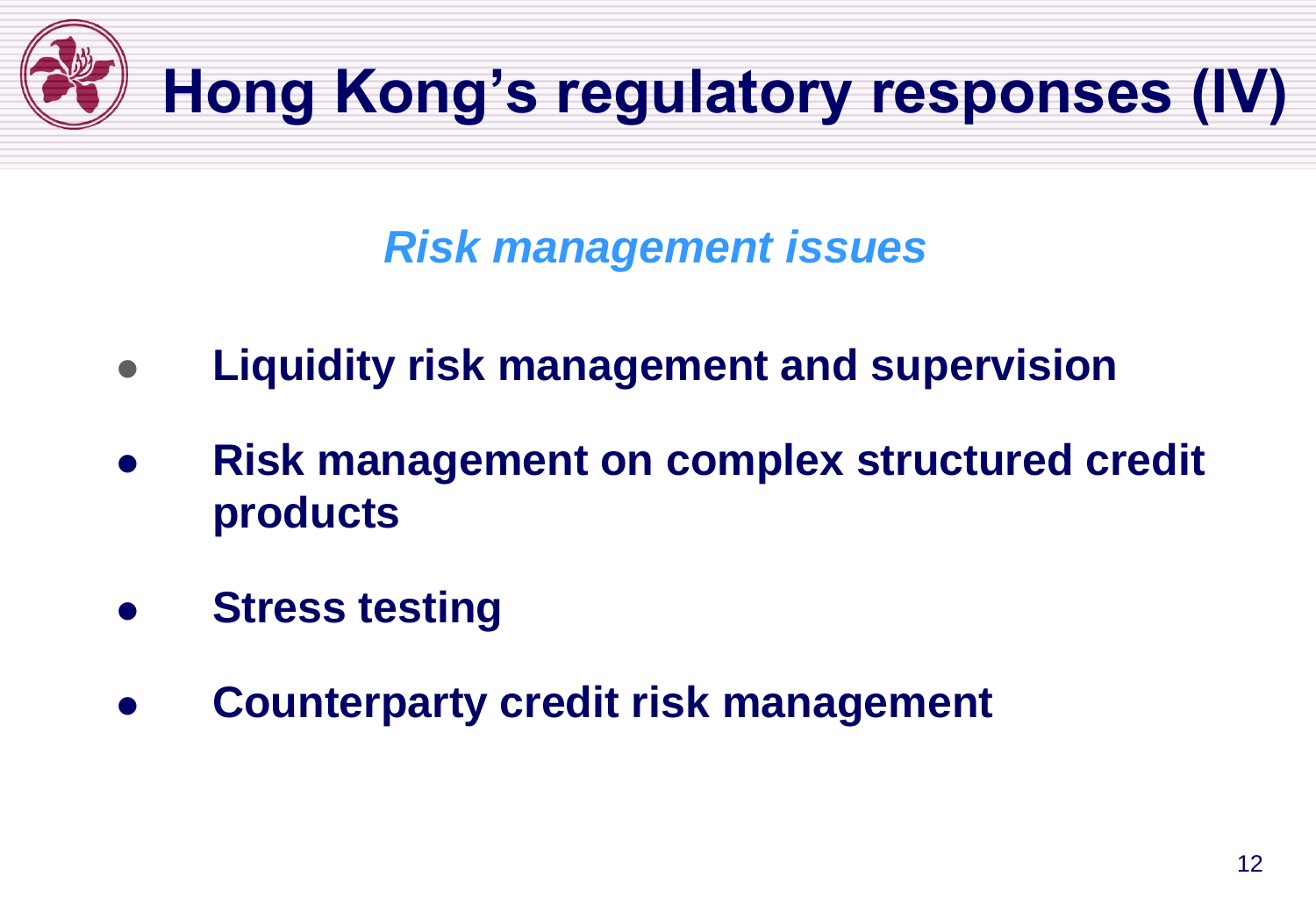# Hong Kong's regulatory responses (IV)

## *Risk management issues*

- **Liquidity risk management and supervision**
- **Risk management on complex structured credit products**
- **Stress testing**
- **Counterparty credit risk management**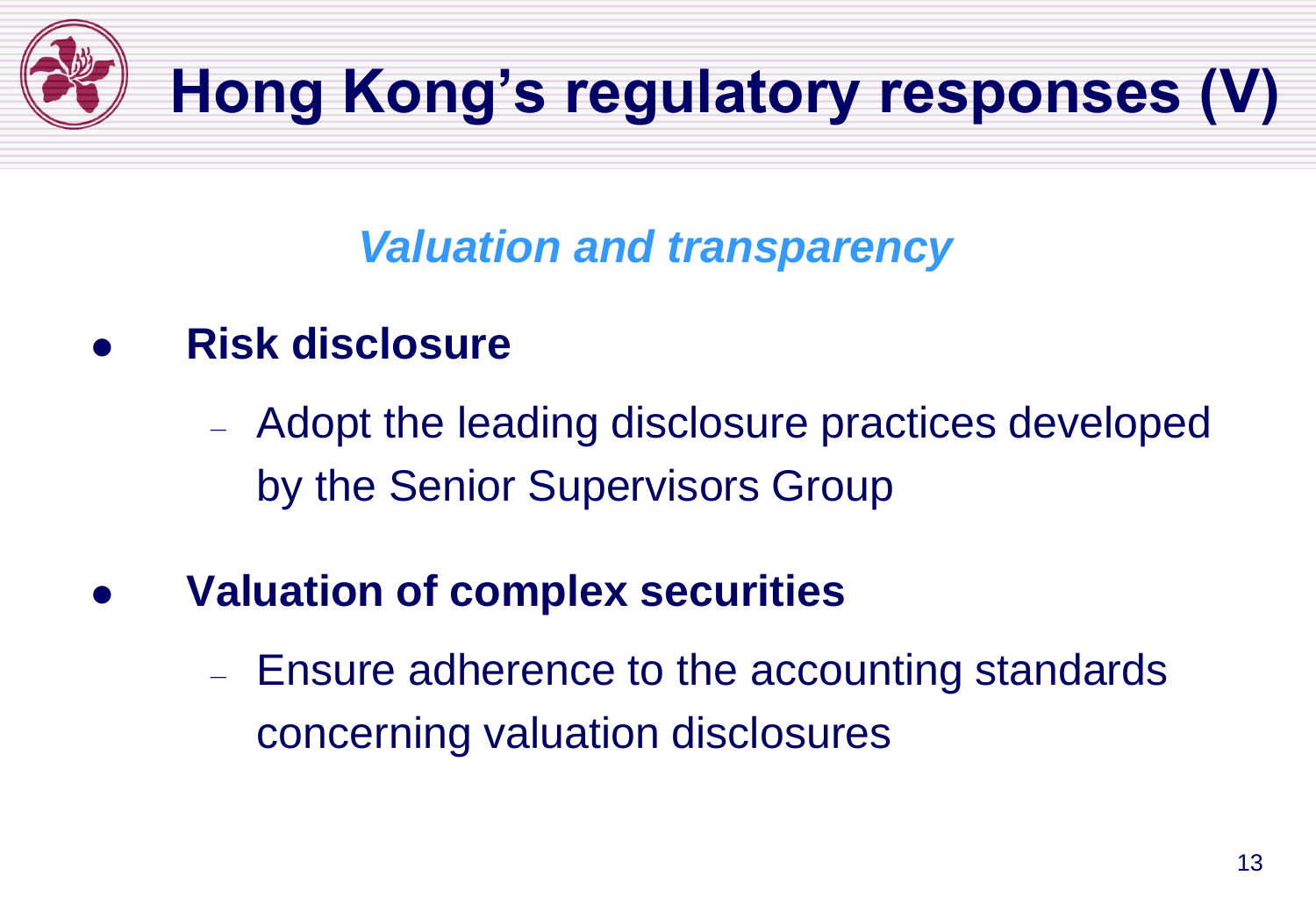# Hong Kong's regulatory responses (V)

## *Valuation and transparency*

- **Risk disclosure**
  - Adopt the leading disclosure practices developed by the Senior Supervisors Group
- **Valuation of complex securities**
  - Ensure adherence to the accounting standards concerning valuation disclosures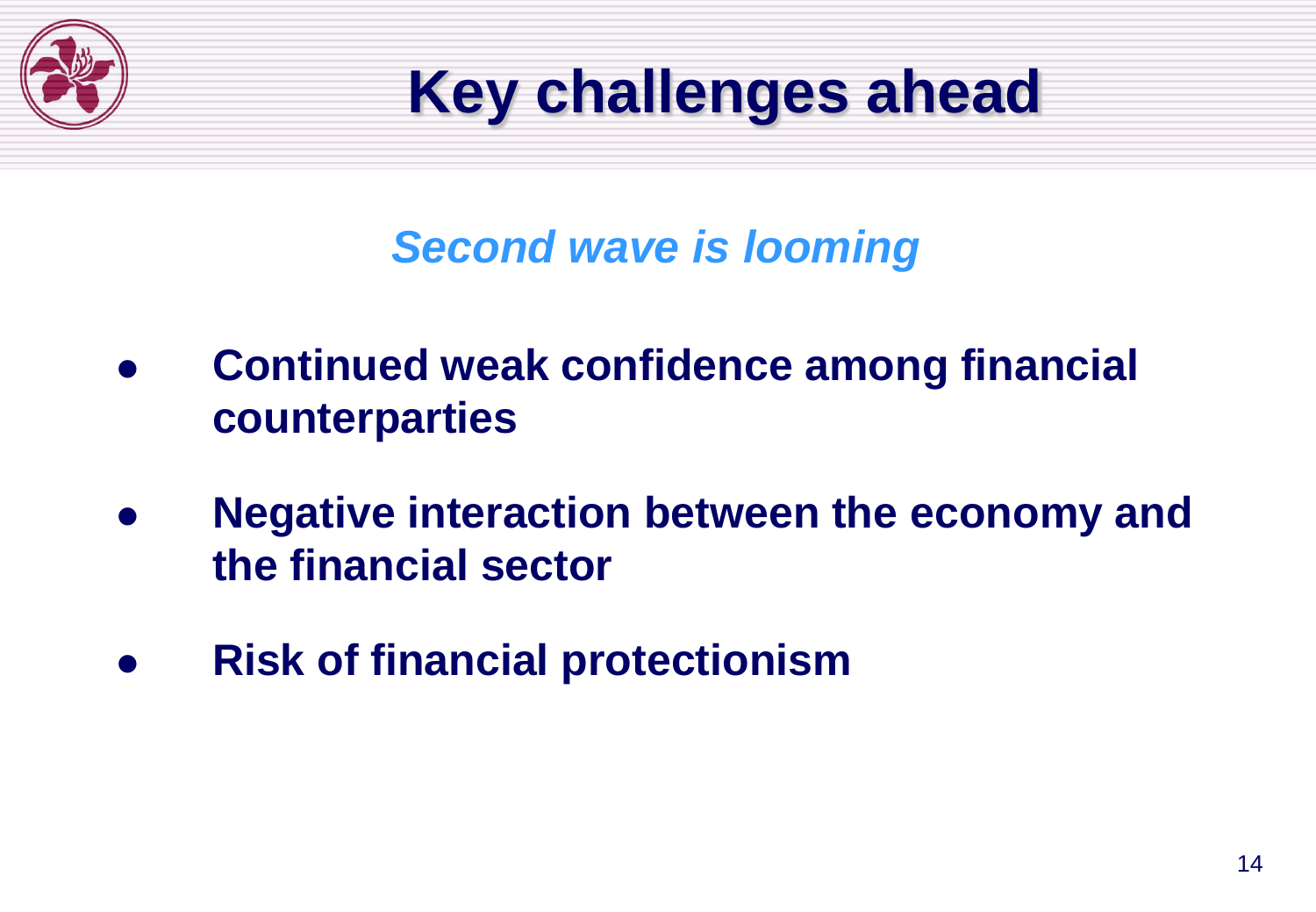# Key challenges ahead

*Second wave is looming*

- **Continued weak confidence among financial counterparties**
- **Negative interaction between the economy and the financial sector**
- **Risk of financial protectionism**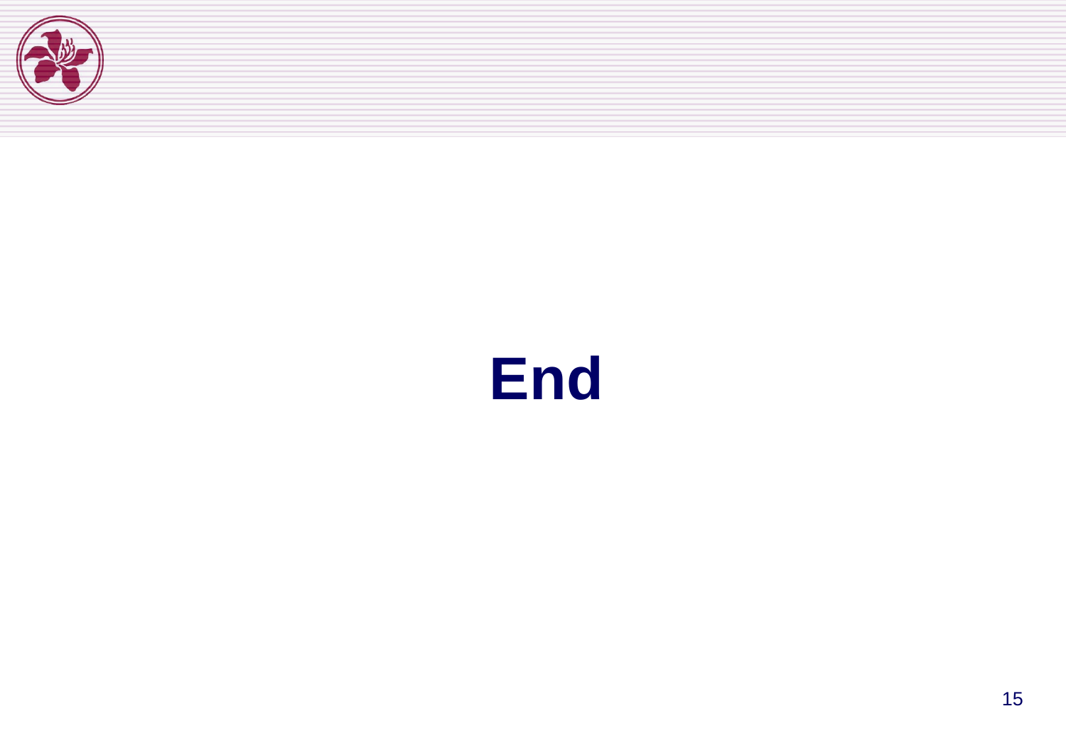# End